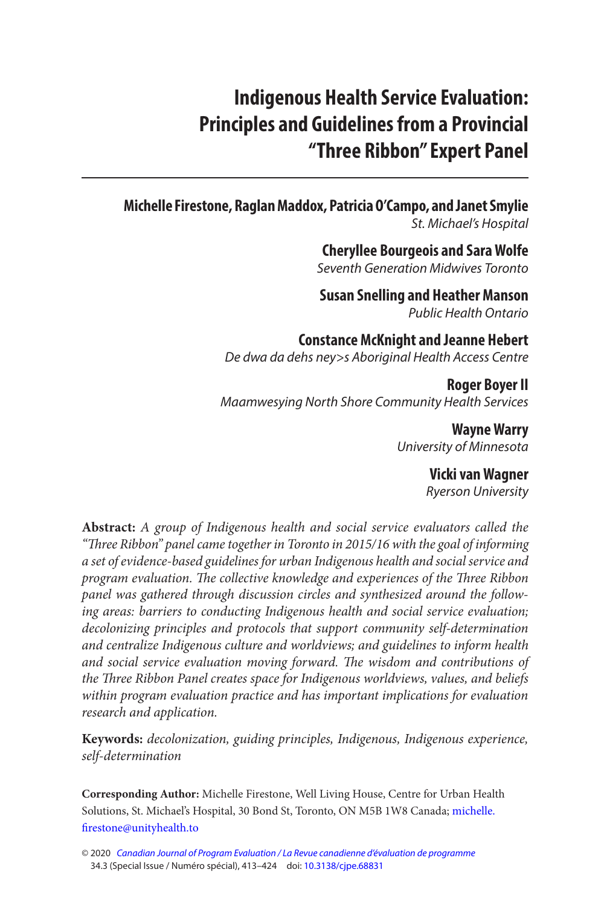# Indigenous Health Service Evaluation: Principles and Guidelines from a Provincial "Three Ribbon" Expert Panel

**Michelle Firestone, Raglan Maddox, Patricia O'Campo, and Janet Smylie**
*St. Michael's Hospital*

**Cheryllee Bourgeois and Sara Wolfe**
*Seventh Generation Midwives Toronto*

**Susan Snelling and Heather Manson**
*Public Health Ontario*

**Constance McKnight and Jeanne Hebert**
*De dwa da dehs ney>s Aboriginal Health Access Centre*

**Roger Boyer II**
*Maamwesying North Shore Community Health Services*

**Wayne Warry**
*University of Minnesota*

**Vicki van Wagner**
*Ryerson University*

**Abstract:** *A group of Indigenous health and social service evaluators called the "Three Ribbon" panel came together in Toronto in 2015/16 with the goal of informing a set of evidence-based guidelines for urban Indigenous health and social service and program evaluation. The collective knowledge and experiences of the Three Ribbon panel was gathered through discussion circles and synthesized around the following areas: barriers to conducting Indigenous health and social service evaluation; decolonizing principles and protocols that support community self-determination and centralize Indigenous culture and worldviews; and guidelines to inform health and social service evaluation moving forward. The wisdom and contributions of the Three Ribbon Panel creates space for Indigenous worldviews, values, and beliefs within program evaluation practice and has important implications for evaluation research and application.*

**Keywords:** *decolonization, guiding principles, Indigenous, Indigenous experience, self-determination*

**Corresponding Author:** Michelle Firestone, Well Living House, Centre for Urban Health Solutions, St. Michael's Hospital, 30 Bond St, Toronto, ON M5B 1W8 Canada; michelle.firestone@unityhealth.to

© 2020 *Canadian Journal of Program Evaluation / La Revue canadienne d'évaluation de programme* 34.3 (Special Issue / Numéro spécial), 413–424 doi: 10.3138/cjpe.68831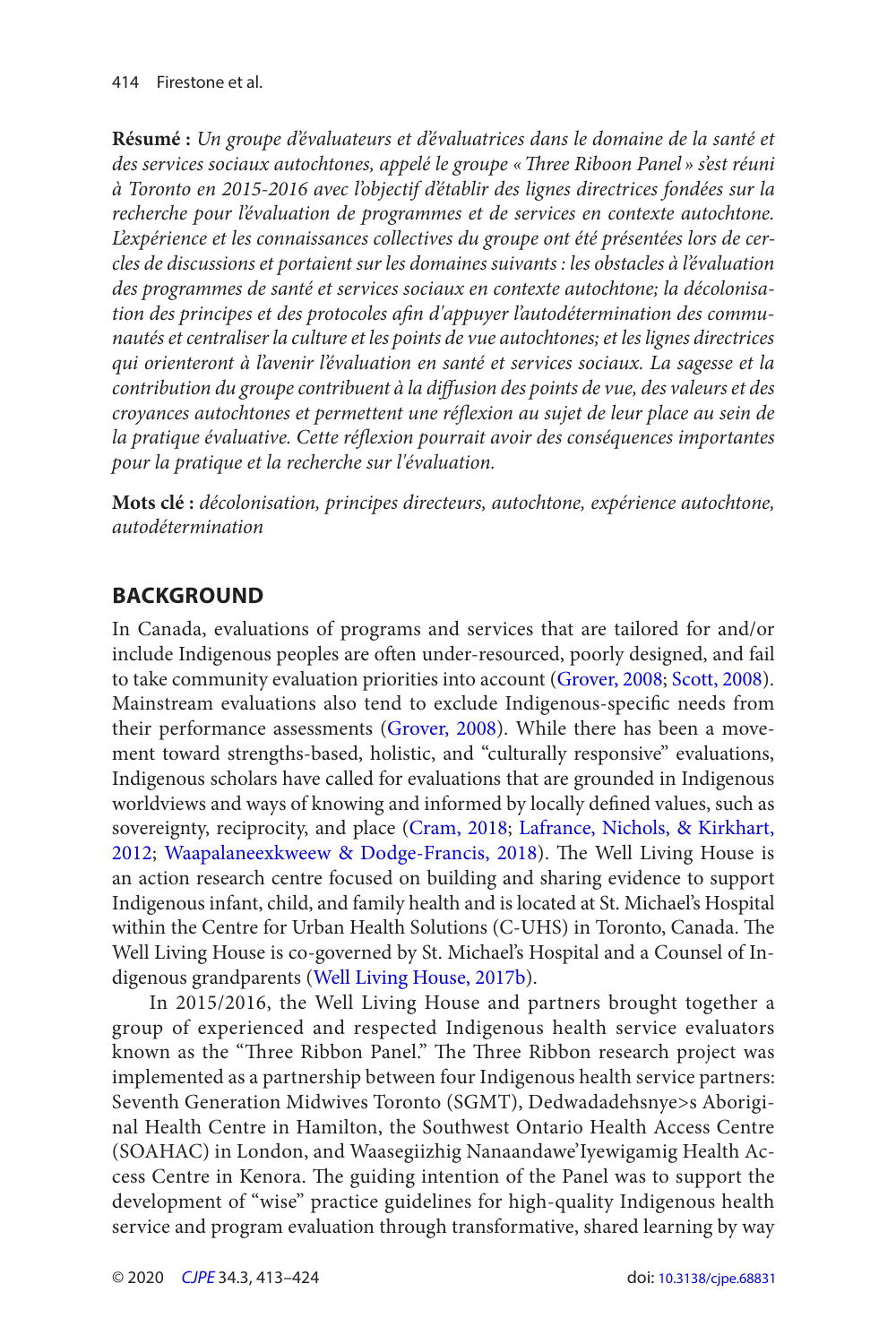**Résumé :** *Un groupe d'évaluateurs et d'évaluatrices dans le domaine de la santé et des services sociaux autochtones, appelé le groupe « Three Riboon Panel » s'est réuni à Toronto en 2015-2016 avec l'objectif d'établir des lignes directrices fondées sur la recherche pour l'évaluation de programmes et de services en contexte autochtone. L'expérience et les connaissances collectives du groupe ont été présentées lors de cercles de discussions et portaient sur les domaines suivants : les obstacles à l'évaluation des programmes de santé et services sociaux en contexte autochtone; la décolonisation des principes et des protocoles afin d'appuyer l'autodétermination des communautés et centraliser la culture et les points de vue autochtones; et les lignes directrices qui orienteront à l'avenir l'évaluation en santé et services sociaux. La sagesse et la contribution du groupe contribuent à la diffusion des points de vue, des valeurs et des croyances autochtones et permettent une réflexion au sujet de leur place au sein de la pratique évaluative. Cette réflexion pourrait avoir des conséquences importantes pour la pratique et la recherche sur l'évaluation.*

**Mots clé :** *décolonisation, principes directeurs, autochtone, expérience autochtone, autodétermination*

## BACKGROUND

In Canada, evaluations of programs and services that are tailored for and/or include Indigenous peoples are often under-resourced, poorly designed, and fail to take community evaluation priorities into account (Grover, 2008; Scott, 2008). Mainstream evaluations also tend to exclude Indigenous-specific needs from their performance assessments (Grover, 2008). While there has been a movement toward strengths-based, holistic, and "culturally responsive" evaluations, Indigenous scholars have called for evaluations that are grounded in Indigenous worldviews and ways of knowing and informed by locally defined values, such as sovereignty, reciprocity, and place (Cram, 2018; Lafrance, Nichols, & Kirkhart, 2012; Waapalaneexkweew & Dodge-Francis, 2018). The Well Living House is an action research centre focused on building and sharing evidence to support Indigenous infant, child, and family health and is located at St. Michael's Hospital within the Centre for Urban Health Solutions (C-UHS) in Toronto, Canada. The Well Living House is co-governed by St. Michael's Hospital and a Counsel of Indigenous grandparents (Well Living House, 2017b).

In 2015/2016, the Well Living House and partners brought together a group of experienced and respected Indigenous health service evaluators known as the "Three Ribbon Panel." The Three Ribbon research project was implemented as a partnership between four Indigenous health service partners: Seventh Generation Midwives Toronto (SGMT), Dedwadadehsnye>s Aboriginal Health Centre in Hamilton, the Southwest Ontario Health Access Centre (SOAHAC) in London, and Waasegiizhig Nanaandawe'Iyewigamig Health Access Centre in Kenora. The guiding intention of the Panel was to support the development of "wise" practice guidelines for high-quality Indigenous health service and program evaluation through transformative, shared learning by way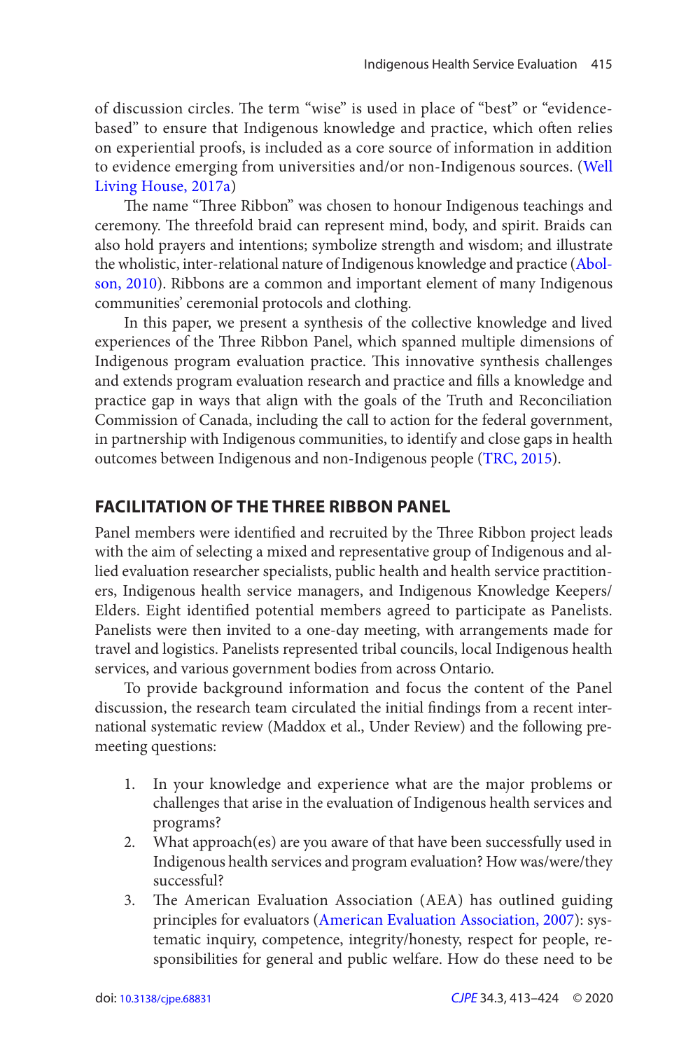of discussion circles. The term "wise" is used in place of "best" or "evidence-based" to ensure that Indigenous knowledge and practice, which often relies on experiential proofs, is included as a core source of information in addition to evidence emerging from universities and/or non-Indigenous sources. (Well Living House, 2017a)

The name "Three Ribbon" was chosen to honour Indigenous teachings and ceremony. The threefold braid can represent mind, body, and spirit. Braids can also hold prayers and intentions; symbolize strength and wisdom; and illustrate the wholistic, inter-relational nature of Indigenous knowledge and practice (Absolson, 2010). Ribbons are a common and important element of many Indigenous communities' ceremonial protocols and clothing.

In this paper, we present a synthesis of the collective knowledge and lived experiences of the Three Ribbon Panel, which spanned multiple dimensions of Indigenous program evaluation practice. This innovative synthesis challenges and extends program evaluation research and practice and fills a knowledge and practice gap in ways that align with the goals of the Truth and Reconciliation Commission of Canada, including the call to action for the federal government, in partnership with Indigenous communities, to identify and close gaps in health outcomes between Indigenous and non-Indigenous people (TRC, 2015).

## FACILITATION OF THE THREE RIBBON PANEL

Panel members were identified and recruited by the Three Ribbon project leads with the aim of selecting a mixed and representative group of Indigenous and allied evaluation researcher specialists, public health and health service practitioners, Indigenous health service managers, and Indigenous Knowledge Keepers/Elders. Eight identified potential members agreed to participate as Panelists. Panelists were then invited to a one-day meeting, with arrangements made for travel and logistics. Panelists represented tribal councils, local Indigenous health services, and various government bodies from across Ontario.

To provide background information and focus the content of the Panel discussion, the research team circulated the initial findings from a recent international systematic review (Maddox et al., Under Review) and the following pre-meeting questions:

1. In your knowledge and experience what are the major problems or challenges that arise in the evaluation of Indigenous health services and programs?
2. What approach(es) are you aware of that have been successfully used in Indigenous health services and program evaluation? How was/were/they successful?
3. The American Evaluation Association (AEA) has outlined guiding principles for evaluators (American Evaluation Association, 2007): systematic inquiry, competence, integrity/honesty, respect for people, responsibilities for general and public welfare. How do these need to be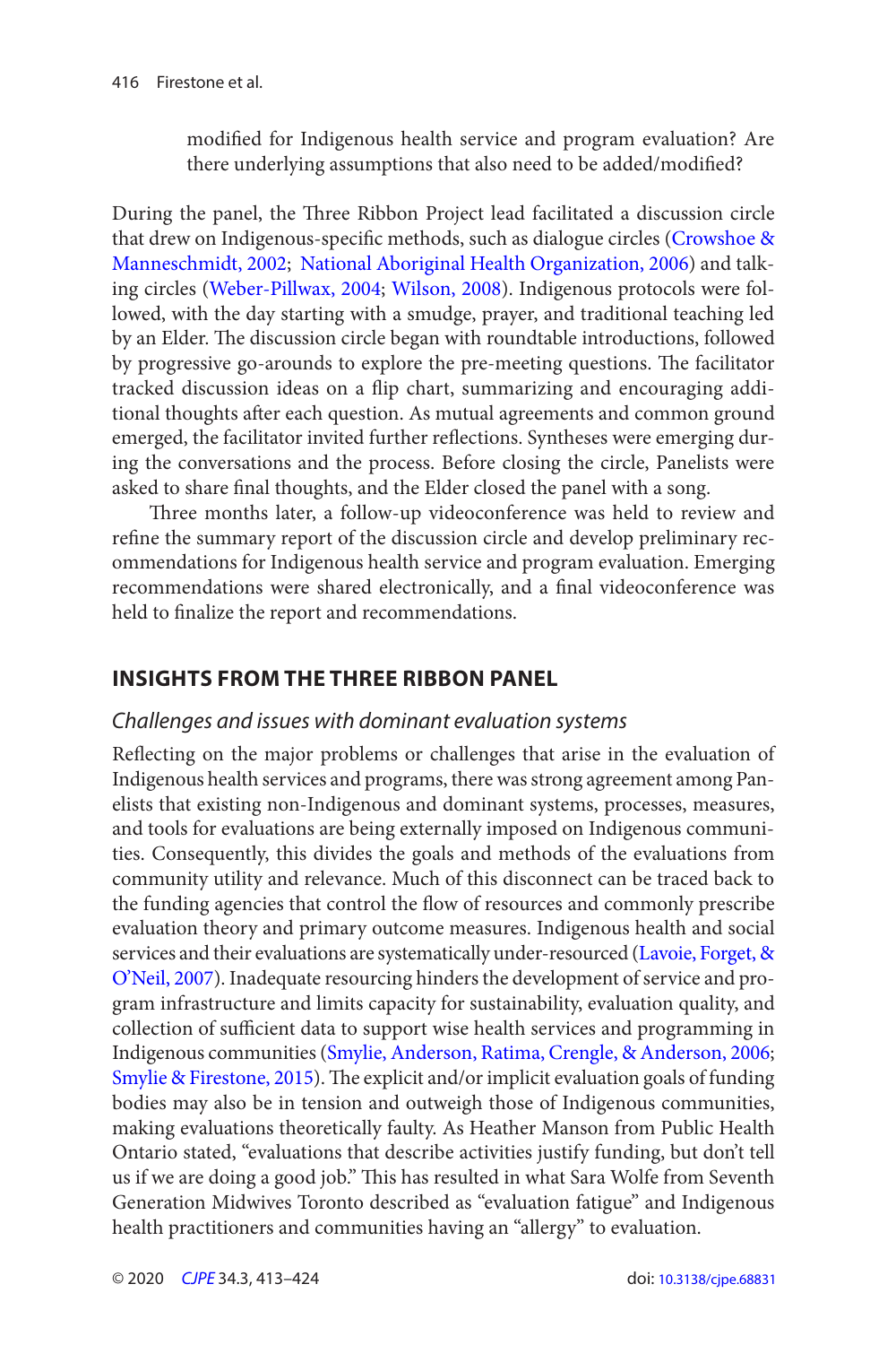modified for Indigenous health service and program evaluation? Are there underlying assumptions that also need to be added/modified?

During the panel, the Three Ribbon Project lead facilitated a discussion circle that drew on Indigenous-specific methods, such as dialogue circles (Crowshoe & Manneschmidt, 2002; National Aboriginal Health Organization, 2006) and talking circles (Weber-Pillwax, 2004; Wilson, 2008). Indigenous protocols were followed, with the day starting with a smudge, prayer, and traditional teaching led by an Elder. The discussion circle began with roundtable introductions, followed by progressive go-arounds to explore the pre-meeting questions. The facilitator tracked discussion ideas on a flip chart, summarizing and encouraging additional thoughts after each question. As mutual agreements and common ground emerged, the facilitator invited further reflections. Syntheses were emerging during the conversations and the process. Before closing the circle, Panelists were asked to share final thoughts, and the Elder closed the panel with a song.

Three months later, a follow-up videoconference was held to review and refine the summary report of the discussion circle and develop preliminary recommendations for Indigenous health service and program evaluation. Emerging recommendations were shared electronically, and a final videoconference was held to finalize the report and recommendations.

## INSIGHTS FROM THE THREE RIBBON PANEL

### *Challenges and issues with dominant evaluation systems*

Reflecting on the major problems or challenges that arise in the evaluation of Indigenous health services and programs, there was strong agreement among Panelists that existing non-Indigenous and dominant systems, processes, measures, and tools for evaluations are being externally imposed on Indigenous communities. Consequently, this divides the goals and methods of the evaluations from community utility and relevance. Much of this disconnect can be traced back to the funding agencies that control the flow of resources and commonly prescribe evaluation theory and primary outcome measures. Indigenous health and social services and their evaluations are systematically under-resourced (Lavoie, Forget, & O'Neil, 2007). Inadequate resourcing hinders the development of service and program infrastructure and limits capacity for sustainability, evaluation quality, and collection of sufficient data to support wise health services and programming in Indigenous communities (Smylie, Anderson, Ratima, Crengle, & Anderson, 2006; Smylie & Firestone, 2015). The explicit and/or implicit evaluation goals of funding bodies may also be in tension and outweigh those of Indigenous communities, making evaluations theoretically faulty. As Heather Manson from Public Health Ontario stated, "evaluations that describe activities justify funding, but don't tell us if we are doing a good job." This has resulted in what Sara Wolfe from Seventh Generation Midwives Toronto described as "evaluation fatigue" and Indigenous health practitioners and communities having an "allergy" to evaluation.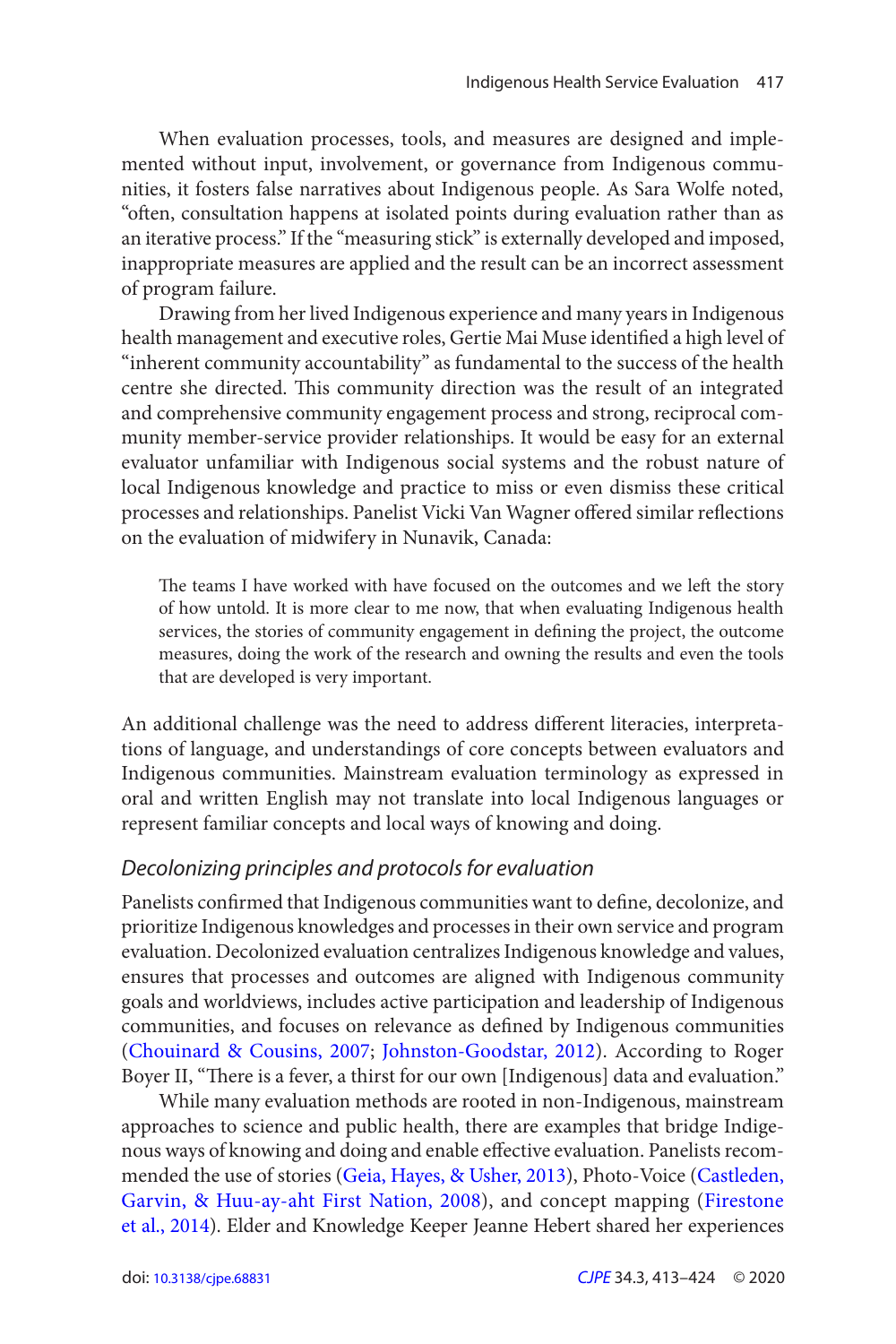When evaluation processes, tools, and measures are designed and implemented without input, involvement, or governance from Indigenous communities, it fosters false narratives about Indigenous people. As Sara Wolfe noted, "often, consultation happens at isolated points during evaluation rather than as an iterative process." If the "measuring stick" is externally developed and imposed, inappropriate measures are applied and the result can be an incorrect assessment of program failure.

Drawing from her lived Indigenous experience and many years in Indigenous health management and executive roles, Gertie Mai Muse identified a high level of "inherent community accountability" as fundamental to the success of the health centre she directed. This community direction was the result of an integrated and comprehensive community engagement process and strong, reciprocal community member-service provider relationships. It would be easy for an external evaluator unfamiliar with Indigenous social systems and the robust nature of local Indigenous knowledge and practice to miss or even dismiss these critical processes and relationships. Panelist Vicki Van Wagner offered similar reflections on the evaluation of midwifery in Nunavik, Canada:

> The teams I have worked with have focused on the outcomes and we left the story of how untold. It is more clear to me now, that when evaluating Indigenous health services, the stories of community engagement in defining the project, the outcome measures, doing the work of the research and owning the results and even the tools that are developed is very important.

An additional challenge was the need to address different literacies, interpretations of language, and understandings of core concepts between evaluators and Indigenous communities. Mainstream evaluation terminology as expressed in oral and written English may not translate into local Indigenous languages or represent familiar concepts and local ways of knowing and doing.

## *Decolonizing principles and protocols for evaluation*

Panelists confirmed that Indigenous communities want to define, decolonize, and prioritize Indigenous knowledges and processes in their own service and program evaluation. Decolonized evaluation centralizes Indigenous knowledge and values, ensures that processes and outcomes are aligned with Indigenous community goals and worldviews, includes active participation and leadership of Indigenous communities, and focuses on relevance as defined by Indigenous communities (Chouinard & Cousins, 2007; Johnston-Goodstar, 2012). According to Roger Boyer II, "There is a fever, a thirst for our own [Indigenous] data and evaluation."

While many evaluation methods are rooted in non-Indigenous, mainstream approaches to science and public health, there are examples that bridge Indigenous ways of knowing and doing and enable effective evaluation. Panelists recommended the use of stories (Geia, Hayes, & Usher, 2013), Photo-Voice (Castleden, Garvin, & Huu-ay-aht First Nation, 2008), and concept mapping (Firestone et al., 2014). Elder and Knowledge Keeper Jeanne Hebert shared her experiences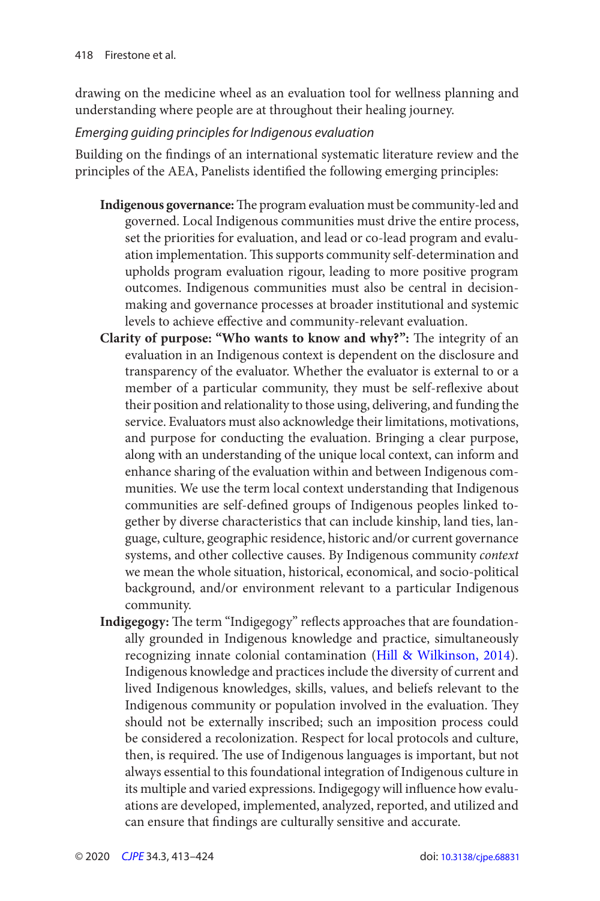drawing on the medicine wheel as an evaluation tool for wellness planning and understanding where people are at throughout their healing journey.

*Emerging guiding principles for Indigenous evaluation*

Building on the findings of an international systematic literature review and the principles of the AEA, Panelists identified the following emerging principles:

**Indigenous governance:** The program evaluation must be community-led and governed. Local Indigenous communities must drive the entire process, set the priorities for evaluation, and lead or co-lead program and evaluation implementation. This supports community self-determination and upholds program evaluation rigour, leading to more positive program outcomes. Indigenous communities must also be central in decision-making and governance processes at broader institutional and systemic levels to achieve effective and community-relevant evaluation.

**Clarity of purpose: "Who wants to know and why?":** The integrity of an evaluation in an Indigenous context is dependent on the disclosure and transparency of the evaluator. Whether the evaluator is external to or a member of a particular community, they must be self-reflexive about their position and relationality to those using, delivering, and funding the service. Evaluators must also acknowledge their limitations, motivations, and purpose for conducting the evaluation. Bringing a clear purpose, along with an understanding of the unique local context, can inform and enhance sharing of the evaluation within and between Indigenous communities. We use the term local context understanding that Indigenous communities are self-defined groups of Indigenous peoples linked together by diverse characteristics that can include kinship, land ties, language, culture, geographic residence, historic and/or current governance systems, and other collective causes. By Indigenous community *context* we mean the whole situation, historical, economical, and socio-political background, and/or environment relevant to a particular Indigenous community.

**Indigegogy:** The term "Indigegogy" reflects approaches that are foundationally grounded in Indigenous knowledge and practice, simultaneously recognizing innate colonial contamination (Hill & Wilkinson, 2014). Indigenous knowledge and practices include the diversity of current and lived Indigenous knowledges, skills, values, and beliefs relevant to the Indigenous community or population involved in the evaluation. They should not be externally inscribed; such an imposition process could be considered a recolonization. Respect for local protocols and culture, then, is required. The use of Indigenous languages is important, but not always essential to this foundational integration of Indigenous culture in its multiple and varied expressions. Indigegogy will influence how evaluations are developed, implemented, analyzed, reported, and utilized and can ensure that findings are culturally sensitive and accurate.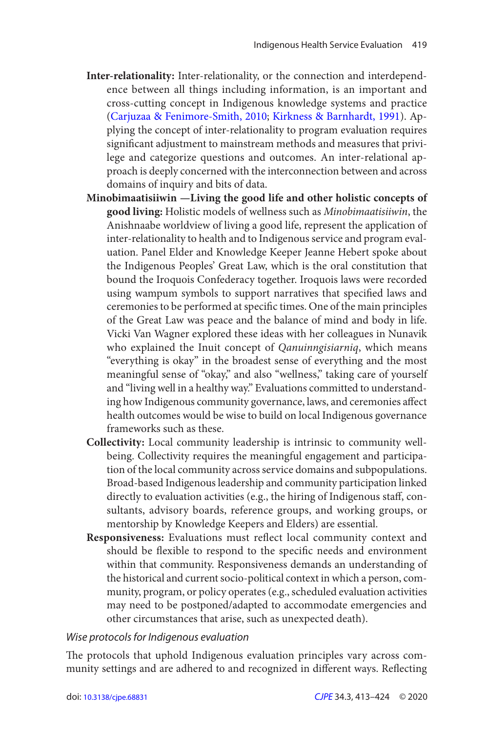**Inter-relationality:** Inter-relationality, or the connection and interdependence between all things including information, is an important and cross-cutting concept in Indigenous knowledge systems and practice (Carjuzaa & Fenimore-Smith, 2010; Kirkness & Barnhardt, 1991). Applying the concept of inter-relationality to program evaluation requires significant adjustment to mainstream methods and measures that privilege and categorize questions and outcomes. An inter-relational approach is deeply concerned with the interconnection between and across domains of inquiry and bits of data.

**Minobimaatisiiwin —Living the good life and other holistic concepts of good living:** Holistic models of wellness such as *Minobimaatisiiwin*, the Anishnaabe worldview of living a good life, represent the application of inter-relationality to health and to Indigenous service and program evaluation. Panel Elder and Knowledge Keeper Jeanne Hebert spoke about the Indigenous Peoples' Great Law, which is the oral constitution that bound the Iroquois Confederacy together. Iroquois laws were recorded using wampum symbols to support narratives that specified laws and ceremonies to be performed at specific times. One of the main principles of the Great Law was peace and the balance of mind and body in life. Vicki Van Wagner explored these ideas with her colleagues in Nunavik who explained the Inuit concept of *Qanuinngisiarniq*, which means "everything is okay" in the broadest sense of everything and the most meaningful sense of "okay," and also "wellness," taking care of yourself and "living well in a healthy way." Evaluations committed to understanding how Indigenous community governance, laws, and ceremonies affect health outcomes would be wise to build on local Indigenous governance frameworks such as these.

**Collectivity:** Local community leadership is intrinsic to community well-being. Collectivity requires the meaningful engagement and participation of the local community across service domains and subpopulations. Broad-based Indigenous leadership and community participation linked directly to evaluation activities (e.g., the hiring of Indigenous staff, consultants, advisory boards, reference groups, and working groups, or mentorship by Knowledge Keepers and Elders) are essential.

**Responsiveness:** Evaluations must reflect local community context and should be flexible to respond to the specific needs and environment within that community. Responsiveness demands an understanding of the historical and current socio-political context in which a person, community, program, or policy operates (e.g., scheduled evaluation activities may need to be postponed/adapted to accommodate emergencies and other circumstances that arise, such as unexpected death).

### *Wise protocols for Indigenous evaluation*

The protocols that uphold Indigenous evaluation principles vary across community settings and are adhered to and recognized in different ways. Reflecting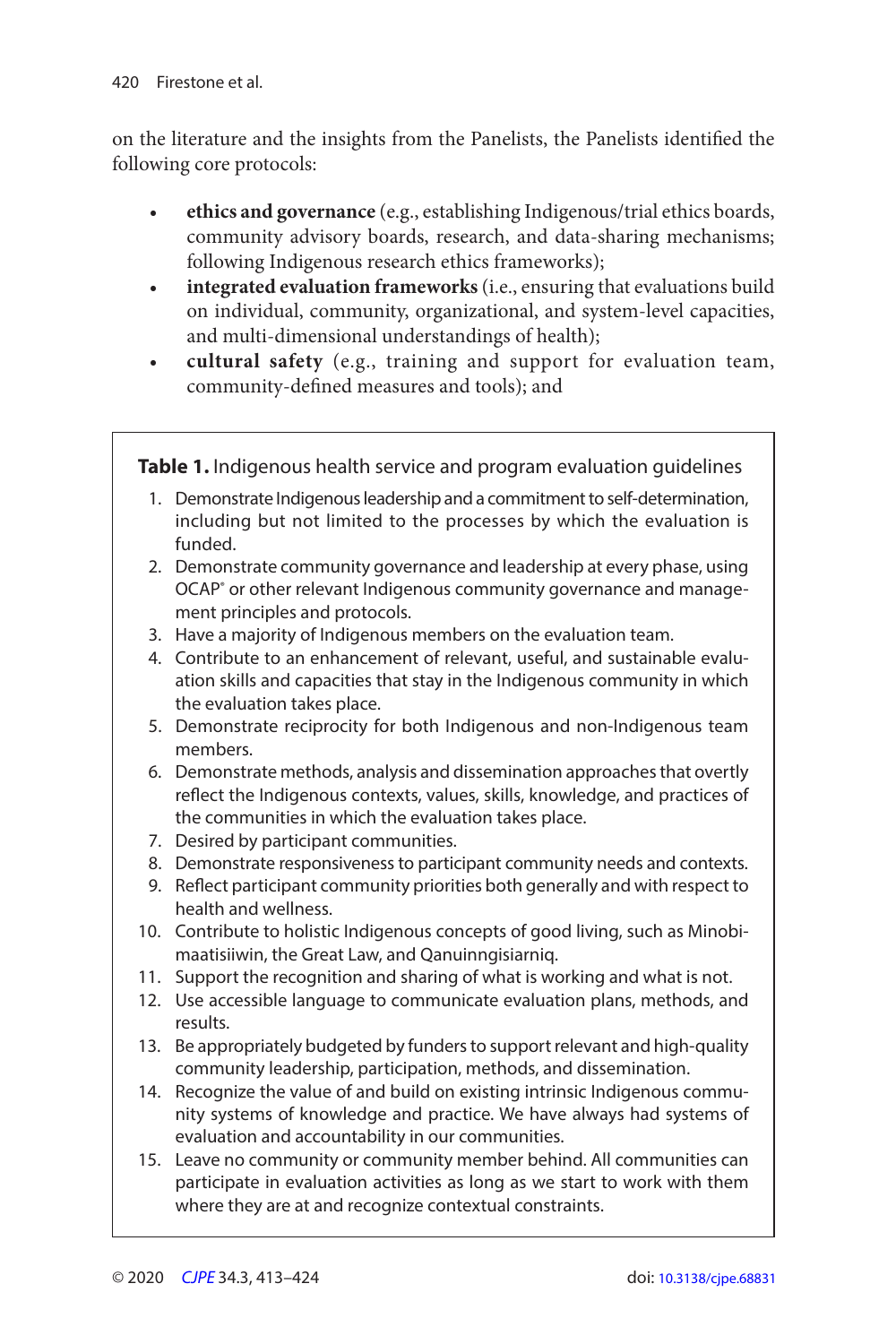on the literature and the insights from the Panelists, the Panelists identified the following core protocols:

- **ethics and governance** (e.g., establishing Indigenous/trial ethics boards, community advisory boards, research, and data-sharing mechanisms; following Indigenous research ethics frameworks);
- **integrated evaluation frameworks** (i.e., ensuring that evaluations build on individual, community, organizational, and system-level capacities, and multi-dimensional understandings of health);
- **cultural safety** (e.g., training and support for evaluation team, community-defined measures and tools); and

**Table 1.** Indigenous health service and program evaluation guidelines

1. Demonstrate Indigenous leadership and a commitment to self-determination, including but not limited to the processes by which the evaluation is funded.
2. Demonstrate community governance and leadership at every phase, using OCAP® or other relevant Indigenous community governance and management principles and protocols.
3. Have a majority of Indigenous members on the evaluation team.
4. Contribute to an enhancement of relevant, useful, and sustainable evaluation skills and capacities that stay in the Indigenous community in which the evaluation takes place.
5. Demonstrate reciprocity for both Indigenous and non-Indigenous team members.
6. Demonstrate methods, analysis and dissemination approaches that overtly reflect the Indigenous contexts, values, skills, knowledge, and practices of the communities in which the evaluation takes place.
7. Desired by participant communities.
8. Demonstrate responsiveness to participant community needs and contexts.
9. Reflect participant community priorities both generally and with respect to health and wellness.
10. Contribute to holistic Indigenous concepts of good living, such as Minobimaatisiiwin, the Great Law, and Qanuinngisiarniq.
11. Support the recognition and sharing of what is working and what is not.
12. Use accessible language to communicate evaluation plans, methods, and results.
13. Be appropriately budgeted by funders to support relevant and high-quality community leadership, participation, methods, and dissemination.
14. Recognize the value of and build on existing intrinsic Indigenous community systems of knowledge and practice. We have always had systems of evaluation and accountability in our communities.
15. Leave no community or community member behind. All communities can participate in evaluation activities as long as we start to work with them where they are at and recognize contextual constraints.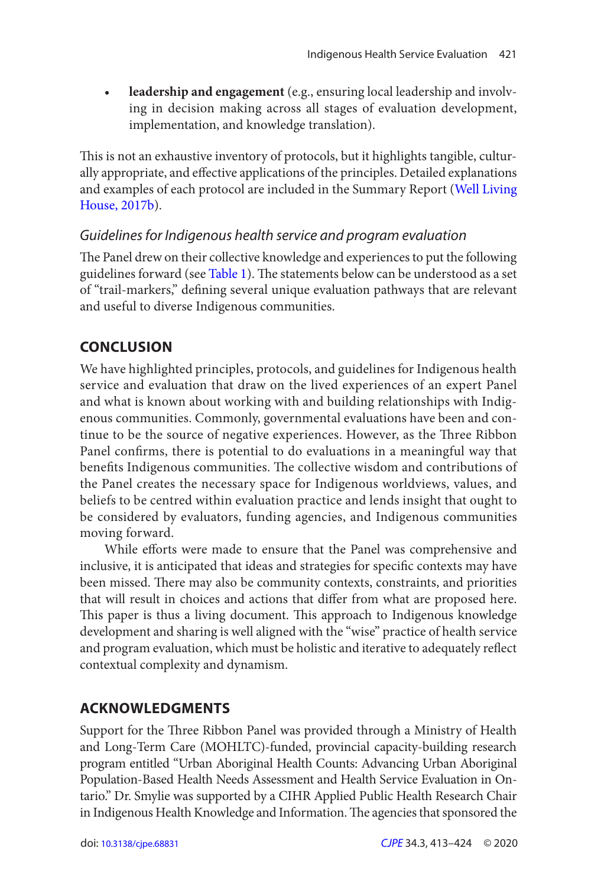- **leadership and engagement** (e.g., ensuring local leadership and involving in decision making across all stages of evaluation development, implementation, and knowledge translation).

This is not an exhaustive inventory of protocols, but it highlights tangible, culturally appropriate, and effective applications of the principles. Detailed explanations and examples of each protocol are included in the Summary Report (Well Living House, 2017b).

### *Guidelines for Indigenous health service and program evaluation*

The Panel drew on their collective knowledge and experiences to put the following guidelines forward (see Table 1). The statements below can be understood as a set of "trail-markers," defining several unique evaluation pathways that are relevant and useful to diverse Indigenous communities.

## CONCLUSION

We have highlighted principles, protocols, and guidelines for Indigenous health service and evaluation that draw on the lived experiences of an expert Panel and what is known about working with and building relationships with Indigenous communities. Commonly, governmental evaluations have been and continue to be the source of negative experiences. However, as the Three Ribbon Panel confirms, there is potential to do evaluations in a meaningful way that benefits Indigenous communities. The collective wisdom and contributions of the Panel creates the necessary space for Indigenous worldviews, values, and beliefs to be centred within evaluation practice and lends insight that ought to be considered by evaluators, funding agencies, and Indigenous communities moving forward.

While efforts were made to ensure that the Panel was comprehensive and inclusive, it is anticipated that ideas and strategies for specific contexts may have been missed. There may also be community contexts, constraints, and priorities that will result in choices and actions that differ from what are proposed here. This paper is thus a living document. This approach to Indigenous knowledge development and sharing is well aligned with the "wise" practice of health service and program evaluation, which must be holistic and iterative to adequately reflect contextual complexity and dynamism.

## ACKNOWLEDGMENTS

Support for the Three Ribbon Panel was provided through a Ministry of Health and Long-Term Care (MOHLTC)-funded, provincial capacity-building research program entitled "Urban Aboriginal Health Counts: Advancing Urban Aboriginal Population-Based Health Needs Assessment and Health Service Evaluation in Ontario." Dr. Smylie was supported by a CIHR Applied Public Health Research Chair in Indigenous Health Knowledge and Information. The agencies that sponsored the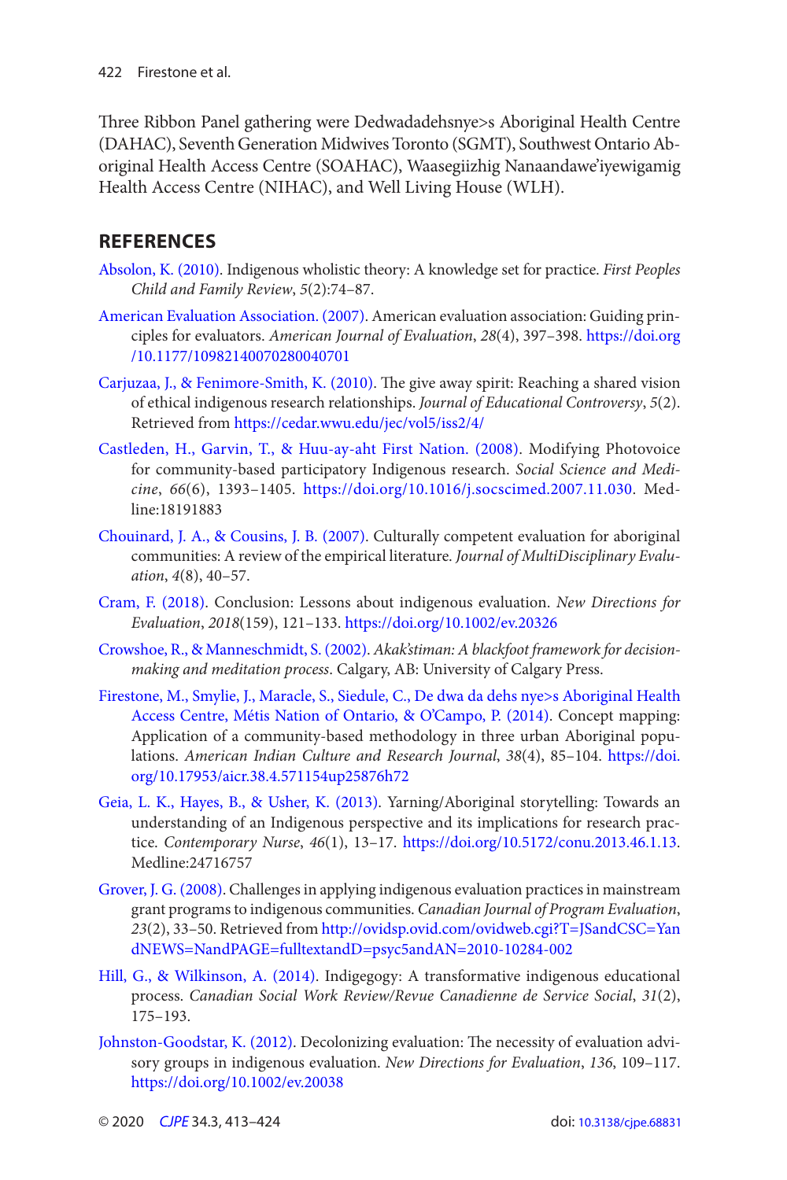Three Ribbon Panel gathering were Dedwadadehsnye>s Aboriginal Health Centre (DAHAC), Seventh Generation Midwives Toronto (SGMT), Southwest Ontario Aboriginal Health Access Centre (SOAHAC), Waasegiizhig Nanaandawe'iyewigamig Health Access Centre (NIHAC), and Well Living House (WLH).

## REFERENCES

Absolon, K. (2010). Indigenous wholistic theory: A knowledge set for practice. *First Peoples Child and Family Review*, *5*(2):74–87.

American Evaluation Association. (2007). American evaluation association: Guiding principles for evaluators. *American Journal of Evaluation*, *28*(4), 397–398. https://doi.org/10.1177/10982140070280040701

Carjuzaa, J., & Fenimore-Smith, K. (2010). The give away spirit: Reaching a shared vision of ethical indigenous research relationships. *Journal of Educational Controversy*, *5*(2). Retrieved from https://cedar.wwu.edu/jec/vol5/iss2/4/

Castleden, H., Garvin, T., & Huu-ay-aht First Nation. (2008). Modifying Photovoice for community-based participatory Indigenous research. *Social Science and Medicine*, *66*(6), 1393–1405. https://doi.org/10.1016/j.socscimed.2007.11.030. Medline:18191883

Chouinard, J. A., & Cousins, J. B. (2007). Culturally competent evaluation for aboriginal communities: A review of the empirical literature. *Journal of MultiDisciplinary Evaluation*, *4*(8), 40–57.

Cram, F. (2018). Conclusion: Lessons about indigenous evaluation. *New Directions for Evaluation*, *2018*(159), 121–133. https://doi.org/10.1002/ev.20326

Crowshoe, R., & Manneschmidt, S. (2002). *Akak'stiman: A blackfoot framework for decision-making and meditation process*. Calgary, AB: University of Calgary Press.

Firestone, M., Smylie, J., Maracle, S., Siedule, C., De dwa da dehs nye>s Aboriginal Health Access Centre, Métis Nation of Ontario, & O'Campo, P. (2014). Concept mapping: Application of a community-based methodology in three urban Aboriginal populations. *American Indian Culture and Research Journal*, *38*(4), 85–104. https://doi.org/10.17953/aicr.38.4.571154up25876h72

Geia, L. K., Hayes, B., & Usher, K. (2013). Yarning/Aboriginal storytelling: Towards an understanding of an Indigenous perspective and its implications for research practice. *Contemporary Nurse*, *46*(1), 13–17. https://doi.org/10.5172/conu.2013.46.1.13. Medline:24716757

Grover, J. G. (2008). Challenges in applying indigenous evaluation practices in mainstream grant programs to indigenous communities. *Canadian Journal of Program Evaluation*, *23*(2), 33–50. Retrieved from http://ovidsp.ovid.com/ovidweb.cgi?T=JSandCSC=YandNEWS=NandPAGE=fulltextandD=psyc5andAN=2010-10284-002

Hill, G., & Wilkinson, A. (2014). Indigegogy: A transformative indigenous educational process. *Canadian Social Work Review/Revue Canadienne de Service Social*, *31*(2), 175–193.

Johnston-Goodstar, K. (2012). Decolonizing evaluation: The necessity of evaluation advisory groups in indigenous evaluation. *New Directions for Evaluation*, *136*, 109–117. https://doi.org/10.1002/ev.20038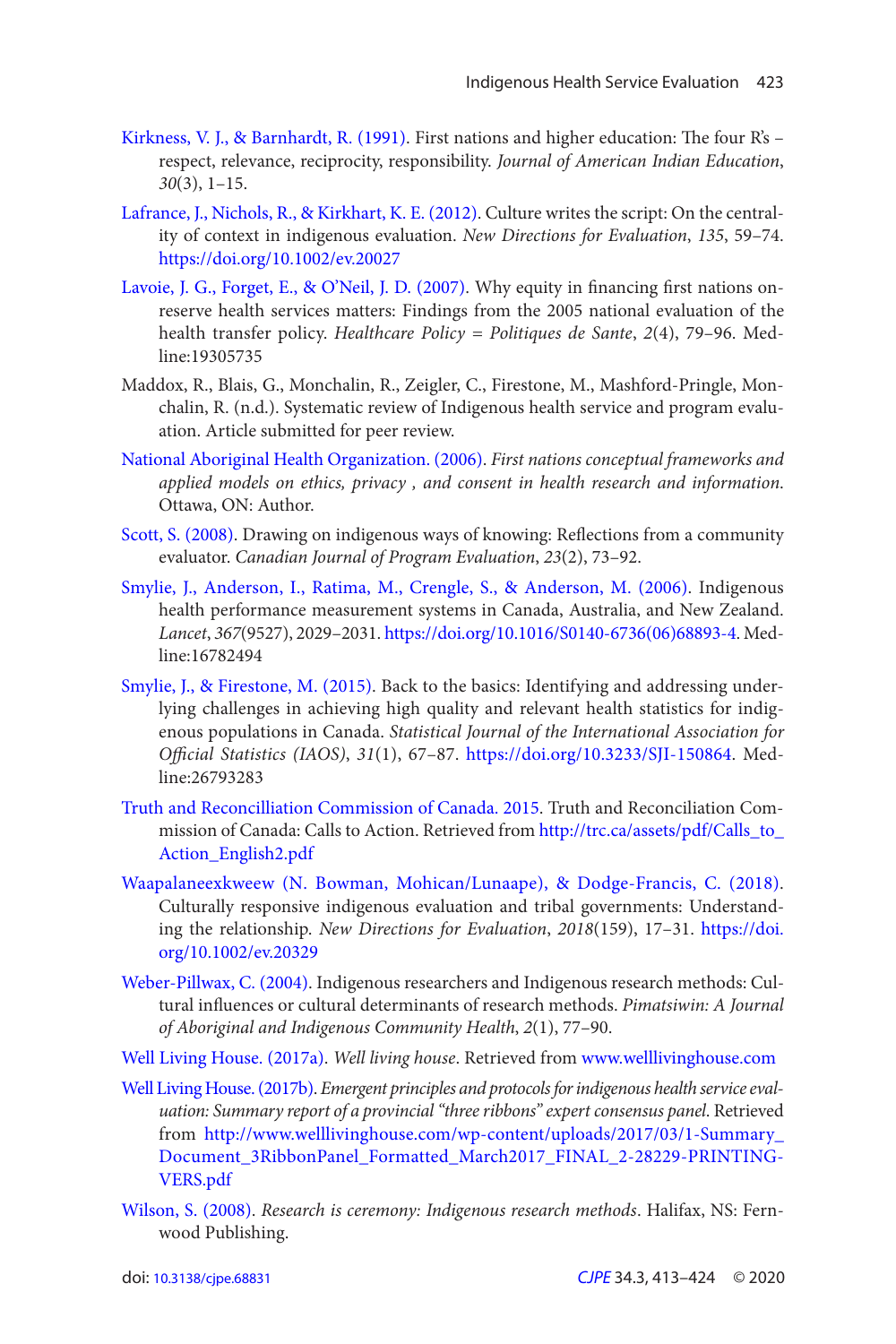Kirkness, V. J., & Barnhardt, R. (1991). First nations and higher education: The four R's – respect, relevance, reciprocity, responsibility. *Journal of American Indian Education*, *30*(3), 1–15.

Lafrance, J., Nichols, R., & Kirkhart, K. E. (2012). Culture writes the script: On the centrality of context in indigenous evaluation. *New Directions for Evaluation*, *135*, 59–74. https://doi.org/10.1002/ev.20027

Lavoie, J. G., Forget, E., & O'Neil, J. D. (2007). Why equity in financing first nations on-reserve health services matters: Findings from the 2005 national evaluation of the health transfer policy. *Healthcare Policy = Politiques de Sante*, *2*(4), 79–96. Medline:19305735

Maddox, R., Blais, G., Monchalin, R., Zeigler, C., Firestone, M., Mashford-Pringle, Monchalin, R. (n.d.). Systematic review of Indigenous health service and program evaluation. Article submitted for peer review.

National Aboriginal Health Organization. (2006). *First nations conceptual frameworks and applied models on ethics, privacy , and consent in health research and information*. Ottawa, ON: Author.

Scott, S. (2008). Drawing on indigenous ways of knowing: Reflections from a community evaluator. *Canadian Journal of Program Evaluation*, *23*(2), 73–92.

Smylie, J., Anderson, I., Ratima, M., Crengle, S., & Anderson, M. (2006). Indigenous health performance measurement systems in Canada, Australia, and New Zealand. *Lancet*, *367*(9527), 2029–2031. https://doi.org/10.1016/S0140-6736(06)68893-4. Medline:16782494

Smylie, J., & Firestone, M. (2015). Back to the basics: Identifying and addressing underlying challenges in achieving high quality and relevant health statistics for indigenous populations in Canada. *Statistical Journal of the International Association for Official Statistics (IAOS)*, *31*(1), 67–87. https://doi.org/10.3233/SJI-150864. Medline:26793283

Truth and Reconcilliation Commission of Canada. 2015. Truth and Reconciliation Commission of Canada: Calls to Action. Retrieved from http://trc.ca/assets/pdf/Calls_to_Action_English2.pdf

Waapalaneexkweew (N. Bowman, Mohican/Lunaape), & Dodge-Francis, C. (2018). Culturally responsive indigenous evaluation and tribal governments: Understanding the relationship. *New Directions for Evaluation*, *2018*(159), 17–31. https://doi.org/10.1002/ev.20329

Weber-Pillwax, C. (2004). Indigenous researchers and Indigenous research methods: Cultural influences or cultural determinants of research methods. *Pimatsiwin: A Journal of Aboriginal and Indigenous Community Health*, *2*(1), 77–90.

Well Living House. (2017a). *Well living house*. Retrieved from www.wellllivinghouse.com

Well Living House. (2017b). *Emergent principles and protocols for indigenous health service evaluation: Summary report of a provincial "three ribbons" expert consensus panel*. Retrieved from http://www.wellllivinghouse.com/wp-content/uploads/2017/03/1-Summary_Document_3RibbonPanel_Formatted_March2017_FINAL_2-28229-PRINTING-VERS.pdf

Wilson, S. (2008). *Research is ceremony: Indigenous research methods*. Halifax, NS: Fernwood Publishing.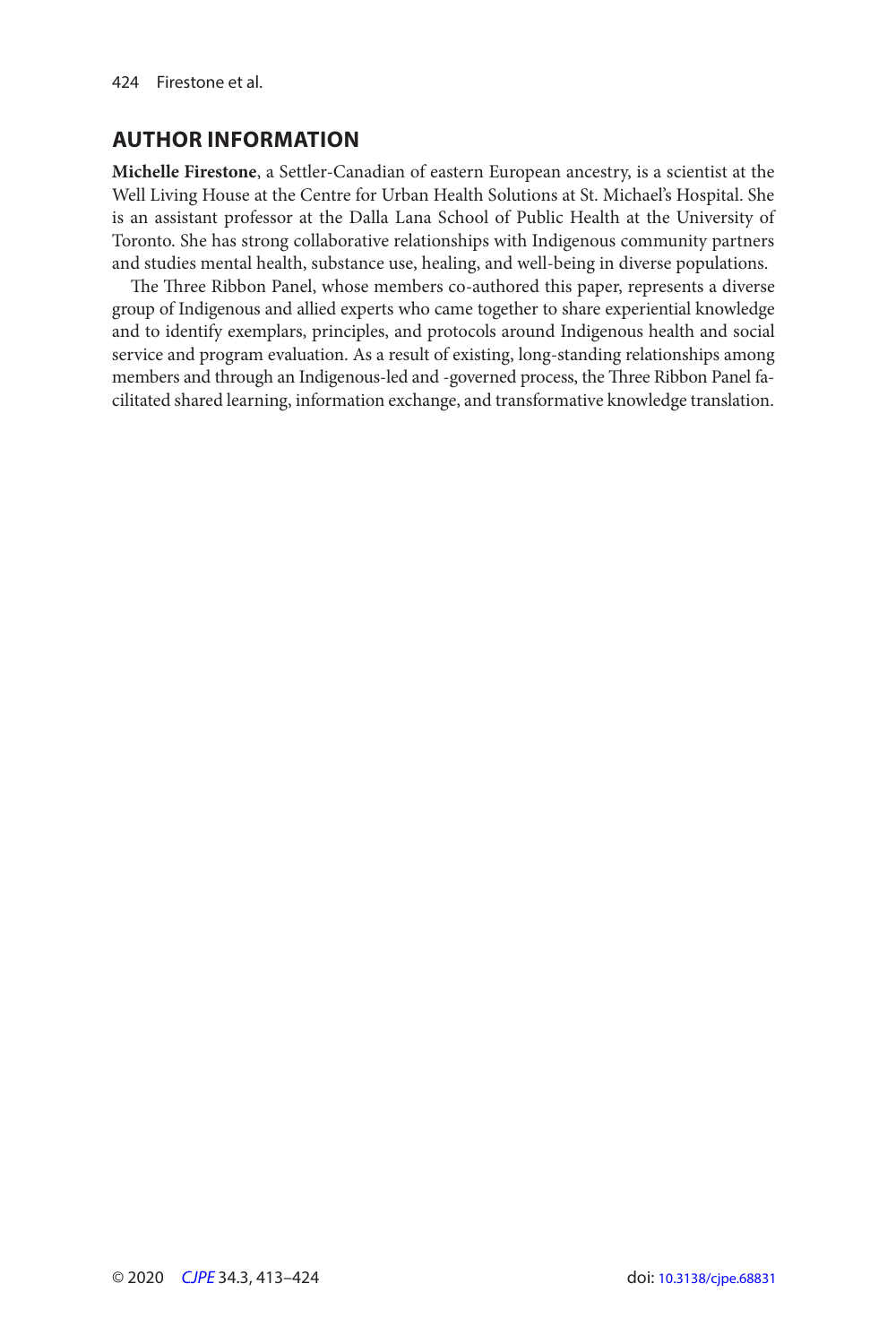## AUTHOR INFORMATION

**Michelle Firestone**, a Settler-Canadian of eastern European ancestry, is a scientist at the Well Living House at the Centre for Urban Health Solutions at St. Michael's Hospital. She is an assistant professor at the Dalla Lana School of Public Health at the University of Toronto. She has strong collaborative relationships with Indigenous community partners and studies mental health, substance use, healing, and well-being in diverse populations.

The Three Ribbon Panel, whose members co-authored this paper, represents a diverse group of Indigenous and allied experts who came together to share experiential knowledge and to identify exemplars, principles, and protocols around Indigenous health and social service and program evaluation. As a result of existing, long-standing relationships among members and through an Indigenous-led and -governed process, the Three Ribbon Panel facilitated shared learning, information exchange, and transformative knowledge translation.